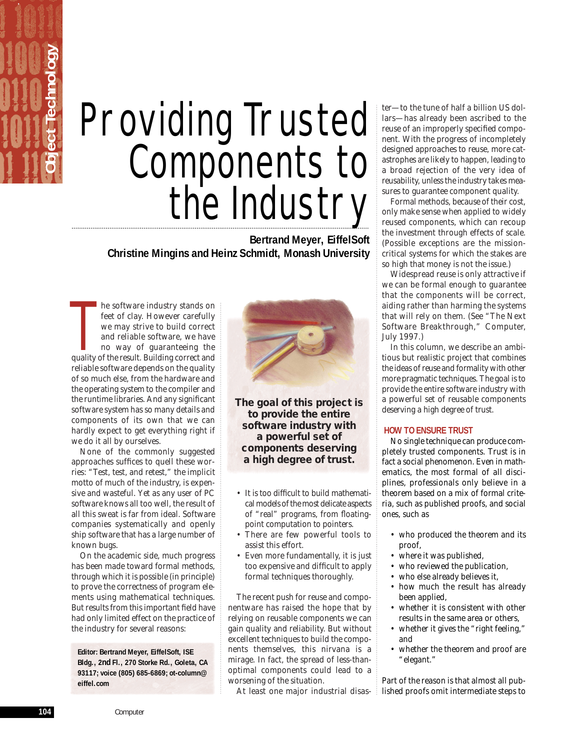# Providing Trusted Components to the Industry

**Bertrand Meyer, EiffelSoft**
**Christine Mingins and Heinz Schmidt, Monash University**

The software industry stands on feet of clay. However carefully we may strive to build correct and reliable software, we have no way of guaranteeing the quality of the result. Building correct and reliable software depends on the quality of so much else, from the hardware and the operating system to the compiler and the runtime libraries. And any significant software system has so many details and components of its own that we can hardly expect to get everything right if we do it all by ourselves.

None of the commonly suggested approaches suffices to quell these worries: "Test, test, and retest," the implicit motto of much of the industry, is expensive and wasteful. Yet as any user of PC software knows all too well, the result of all this sweat is far from ideal. Software companies systematically and openly ship software that has a large number of known bugs.

On the academic side, much progress has been made toward formal methods, through which it is possible (in principle) to prove the correctness of program elements using mathematical techniques. But results from this important field have had only limited effect on the practice of the industry for several reasons:

- It is too difficult to build mathematical models of the most delicate aspects of "real" programs, from floating-point computation to pointers.
- There are few powerful tools to assist this effort.
- Even more fundamentally, it is just too expensive and difficult to apply formal techniques thoroughly.

The recent push for reuse and componentware has raised the hope that by relying on reusable components we can gain quality and reliability. But without excellent techniques to build the components themselves, this nirvana is a mirage. In fact, the spread of less-than-optimal components could lead to a worsening of the situation.

At least one major industrial disaster—to the tune of half a billion US dollars—has already been ascribed to the reuse of an improperly specified component. With the progress of incompletely designed approaches to reuse, more catastrophes are likely to happen, leading to a broad rejection of the very idea of reusability, unless the industry takes measures to guarantee component quality.

Formal methods, because of their cost, only make sense when applied to widely reused components, which can recoup the investment through effects of scale. (Possible exceptions are the mission-critical systems for which the stakes are so high that money is not the issue.)

Widespread reuse is only attractive if we can be formal enough to guarantee that the components will be correct, aiding rather than harming the systems that will rely on them. (See "The Next Software Breakthrough," Computer, July 1997.)

In this column, we describe an ambitious but realistic project that combines the ideas of reuse and formality with other more pragmatic techniques. The goal is to provide the entire software industry with a powerful set of reusable components deserving a high degree of trust.

**The goal of this project is to provide the entire software industry with a powerful set of components deserving a high degree of trust.**

## HOW TO ENSURE TRUST

No single technique can produce completely trusted components. Trust is in fact a social phenomenon. Even in mathematics, the most formal of all disciplines, professionals only believe in a theorem based on a mix of formal criteria, such as published proofs, and social ones, such as

- who produced the theorem and its proof,
- where it was published,
- who reviewed the publication,
- who else already believes it,
- how much the result has already been applied,
- whether it is consistent with other results in the same area or others,
- whether it gives the "right feeling," and
- whether the theorem and proof are "elegant."

Part of the reason is that almost all published proofs omit intermediate steps to

Editor: Bertrand Meyer, EiffelSoft, ISE Bldg., 2nd Fl., 270 Storke Rd., Goleta, CA 93117; voice (805) 685-6869; ot-column@eiffel.com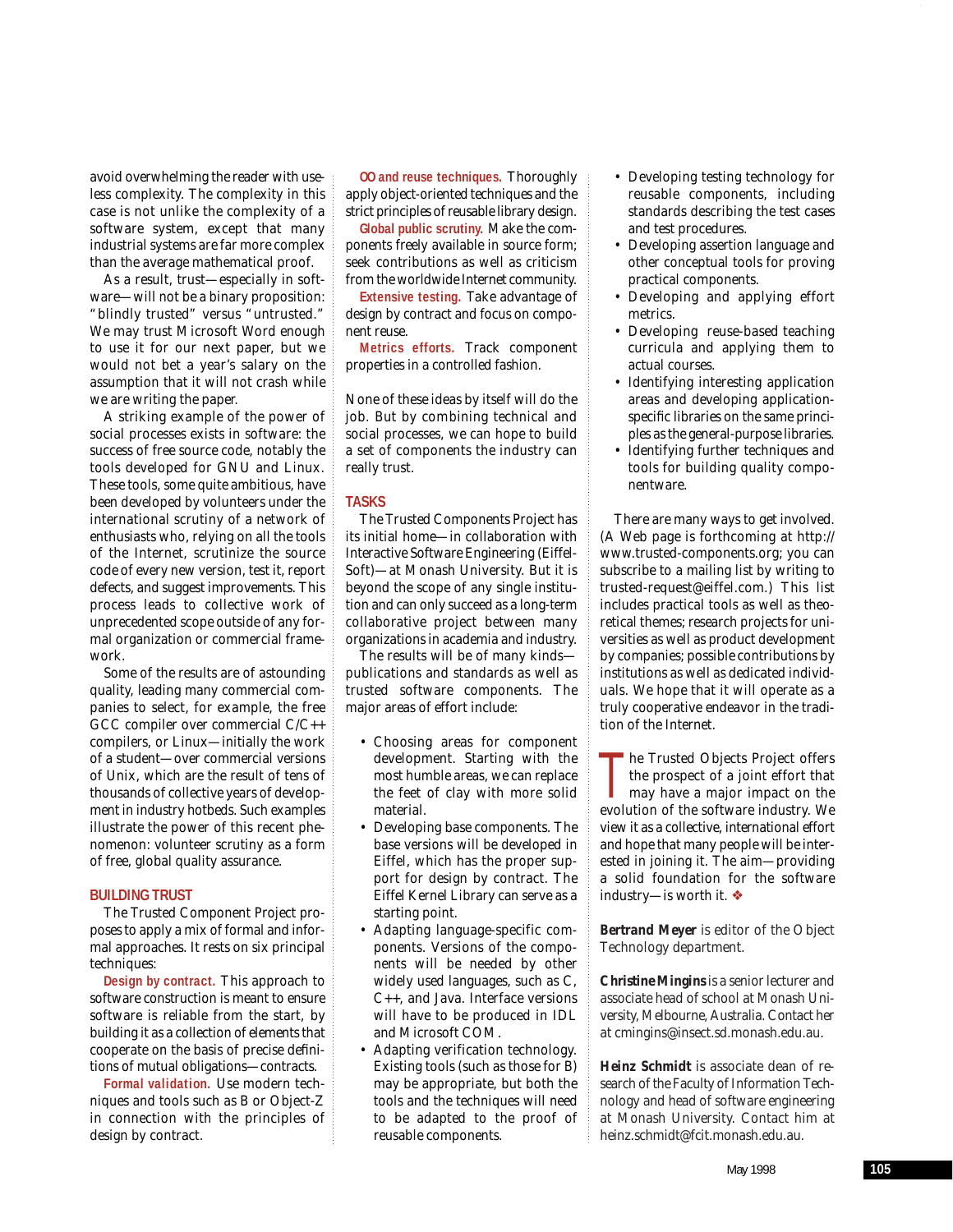avoid overwhelming the reader with useless complexity. The complexity in this case is not unlike the complexity of a software system, except that many industrial systems are far more complex than the average mathematical proof.

As a result, trust—especially in software—will not be a binary proposition: "blindly trusted" versus "untrusted." We may trust Microsoft Word enough to use it for our next paper, but we would not bet a year's salary on the assumption that it will not crash while we are writing the paper.

A striking example of the power of social processes exists in software: the success of free source code, notably the tools developed for GNU and Linux. These tools, some quite ambitious, have been developed by volunteers under the international scrutiny of a network of enthusiasts who, relying on all the tools of the Internet, scrutinize the source code of every new version, test it, report defects, and suggest improvements. This process leads to collective work of unprecedented scope outside of any formal organization or commercial framework.

Some of the results are of astounding quality, leading many commercial companies to select, for example, the free GCC compiler over commercial C/C++ compilers, or Linux—initially the work of a student—over commercial versions of Unix, which are the result of tens of thousands of collective years of development in industry hotbeds. Such examples illustrate the power of this recent phenomenon: volunteer scrutiny as a form of free, global quality assurance.

## BUILDING TRUST

The Trusted Component Project proposes to apply a mix of formal and informal approaches. It rests on six principal techniques:

**Design by contract.** This approach to software construction is meant to ensure software is reliable from the start, by building it as a collection of elements that cooperate on the basis of precise definitions of mutual obligations—contracts.

**Formal validation.** Use modern techniques and tools such as B or Object-Z in connection with the principles of design by contract.

**OO and reuse techniques.** Thoroughly apply object-oriented techniques and the strict principles of reusable library design.

**Global public scrutiny.** Make the components freely available in source form; seek contributions as well as criticism from the worldwide Internet community.

**Extensive testing.** Take advantage of design by contract and focus on component reuse.

**Metrics efforts.** Track component properties in a controlled fashion.

None of these ideas by itself will do the job. But by combining technical and social processes, we can hope to build a set of components the industry can really trust.

## TASKS

The Trusted Components Project has its initial home—in collaboration with Interactive Software Engineering (EiffelSoft)—at Monash University. But it is beyond the scope of any single institution and can only succeed as a long-term collaborative project between many organizations in academia and industry.

The results will be of many kinds—publications and standards as well as trusted software components. The major areas of effort include:

- Choosing areas for component development. Starting with the most humble areas, we can replace the feet of clay with more solid material.
- Developing base components. The base versions will be developed in Eiffel, which has the proper support for design by contract. The Eiffel Kernel Library can serve as a starting point.
- Adapting language-specific components. Versions of the components will be needed by other widely used languages, such as C, C++, and Java. Interface versions will have to be produced in IDL and Microsoft COM.
- Adapting verification technology. Existing tools (such as those for B) may be appropriate, but both the tools and the techniques will need to be adapted to the proof of reusable components.
- Developing testing technology for reusable components, including standards describing the test cases and test procedures.
- Developing assertion language and other conceptual tools for proving practical components.
- Developing and applying effort metrics.
- Developing reuse-based teaching curricula and applying them to actual courses.
- Identifying interesting application areas and developing application-specific libraries on the same principles as the general-purpose libraries.
- Identifying further techniques and tools for building quality componentware.

There are many ways to get involved. (A Web page is forthcoming at http://www.trusted-components.org; you can subscribe to a mailing list by writing to trusted-request@eiffel.com.) This list includes practical tools as well as theoretical themes; research projects for universities as well as product development by companies; possible contributions by institutions as well as dedicated individuals. We hope that it will operate as a truly cooperative endeavor in the tradition of the Internet.

The Trusted Objects Project offers the prospect of a joint effort that may have a major impact on the evolution of the software industry. We view it as a collective, international effort and hope that many people will be interested in joining it. The aim—providing a solid foundation for the software industry—is worth it. ❖

**Bertrand Meyer** is editor of the Object Technology department.

**Christine Mingins** is a senior lecturer and associate head of school at Monash University, Melbourne, Australia. Contact her at cmingins@insect.sd.monash.edu.au.

**Heinz Schmidt** is associate dean of research of the Faculty of Information Technology and head of software engineering at Monash University. Contact him at heinz.schmidt@fcit.monash.edu.au.